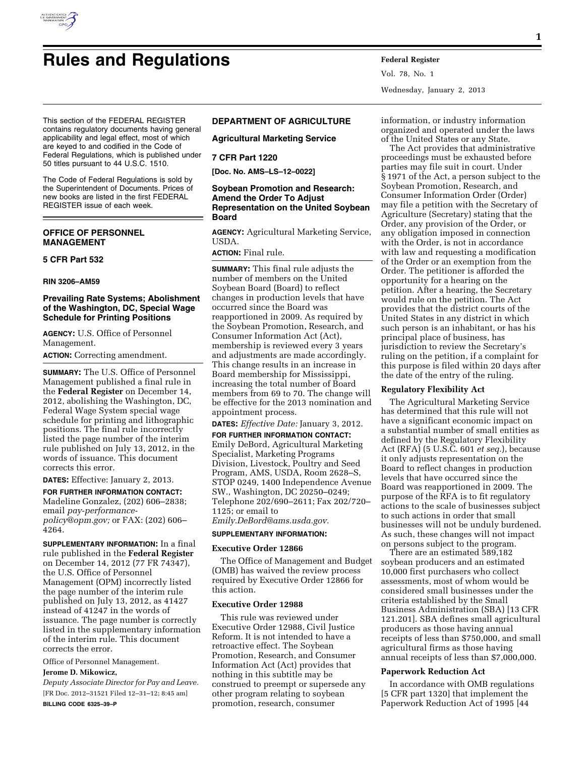# Rules and Registrations

This section of the FEDERAL REGISTER contains regulatory documents having general applicability and legal effect, most of which are keyed to and codified in the Code of Federal Regulations, which is published under 50 titles pursuant to 44 U.S.C. 1510.

The Code of Federal Regulations is sold by the Superintendent of Documents. Prices of new books are listed in the first FEDERAL REGISTER issue of each week.

## OFFICE OF PERSONNEL MANAGEMENT

### 5 CFR Part 532

**RIN 3206–AM59**

### Prevailing Rate Systems; Abolishment of the Washington, DC, Special Wage Schedule for Printing Positions

**AGENCY:** U.S. Office of Personnel Management.

**ACTION:** Correcting amendment.

**SUMMARY:** The U.S. Office of Personnel Management published a final rule in the **Federal Register** on December 14, 2012, abolishing the Washington, DC, Federal Wage System special wage schedule for printing and lithographic positions. The final rule incorrectly listed the page number of the interim rule published on July 13, 2012, in the words of issuance. This document corrects this error.

**DATES:** Effective: January 2, 2013.

**FOR FURTHER INFORMATION CONTACT:** Madeline Gonzalez, (202) 606–2838; email *pay-performance-policy@opm.gov;* or FAX: (202) 606–4264.

**SUPPLEMENTARY INFORMATION:** In a final rule published in the **Federal Register** on December 14, 2012 (77 FR 74347), the U.S. Office of Personnel Management (OPM) incorrectly listed the page number of the interim rule published on July 13, 2012, as 41427 instead of 41247 in the words of issuance. The page number is correctly listed in the supplementary information of the interim rule. This document corrects the error.

Office of Personnel Management.

**Jerome D. Mikowicz,**

*Deputy Associate Director for Pay and Leave.*

[FR Doc. 2012–31521 Filed 12–31–12; 8:45 am]

**BILLING CODE 6325–39–P**

## DEPARTMENT OF AGRICULTURE

### Agricultural Marketing Service

### 7 CFR Part 1220

**[Doc. No. AMS–LS–12–0022]**

### Soybean Promotion and Research: Amend the Order To Adjust Representation on the United Soybean Board

**AGENCY:** Agricultural Marketing Service, USDA.

**ACTION:** Final rule.

**SUMMARY:** This final rule adjusts the number of members on the United Soybean Board (Board) to reflect changes in production levels that have occurred since the Board was reapportioned in 2009. As required by the Soybean Promotion, Research, and Consumer Information Act (Act), membership is reviewed every 3 years and adjustments are made accordingly. This change results in an increase in Board membership for Mississippi, increasing the total number of Board members from 69 to 70. The change will be effective for the 2013 nomination and appointment process.

**DATES:** *Effective Date:* January 3, 2012.

**FOR FURTHER INFORMATION CONTACT:** Emily DeBord, Agricultural Marketing Specialist, Marketing Programs Division, Livestock, Poultry and Seed Program, AMS, USDA, Room 2628–S, STOP 0249, 1400 Independence Avenue SW., Washington, DC 20250–0249; Telephone 202/690–2611; Fax 202/720–1125; or email to *Emily.DeBord@ams.usda.gov.*

**SUPPLEMENTARY INFORMATION:**

**Executive Order 12866**

The Office of Management and Budget (OMB) has waived the review process required by Executive Order 12866 for this action.

**Executive Order 12988**

This rule was reviewed under Executive Order 12988, Civil Justice Reform. It is not intended to have a retroactive effect. The Soybean Promotion, Research, and Consumer Information Act (Act) provides that nothing in this subtitle may be construed to preempt or supersede any other program relating to soybean promotion, research, consumer information, or industry information organized and operated under the laws of the United States or any State.

The Act provides that administrative proceedings must be exhausted before parties may file suit in court. Under § 1971 of the Act, a person subject to the Soybean Promotion, Research, and Consumer Information Order (Order) may file a petition with the Secretary of Agriculture (Secretary) stating that the Order, any provision of the Order, or any obligation imposed in connection with the Order, is not in accordance with law and requesting a modification of the Order or an exemption from the Order. The petitioner is afforded the opportunity for a hearing on the petition. After a hearing, the Secretary would rule on the petition. The Act provides that the district courts of the United States in any district in which such person is an inhabitant, or has his principal place of business, has jurisdiction to review the Secretary's ruling on the petition, if a complaint for this purpose is filed within 20 days after the date of the entry of the ruling.

**Regulatory Flexibility Act**

The Agricultural Marketing Service has determined that this rule will not have a significant economic impact on a substantial number of small entities as defined by the Regulatory Flexibility Act (RFA) (5 U.S.C. 601 *et seq.*), because it only adjusts representation on the Board to reflect changes in production levels that have occurred since the Board was reapportioned in 2009. The purpose of the RFA is to fit regulatory actions to the scale of businesses subject to such actions in order that small businesses will not be unduly burdened. As such, these changes will not impact on persons subject to the program.

There are an estimated 589,182 soybean producers and an estimated 10,000 first purchasers who collect assessments, most of whom would be considered small businesses under the criteria established by the Small Business Administration (SBA) [13 CFR 121.201]. SBA defines small agricultural producers as those having annual receipts of less than $750,000, and small agricultural firms as those having annual receipts of less than $7,000,000.

**Paperwork Reduction Act**

In accordance with OMB regulations [5 CFR part 1320] that implement the Paperwork Reduction Act of 1995 [44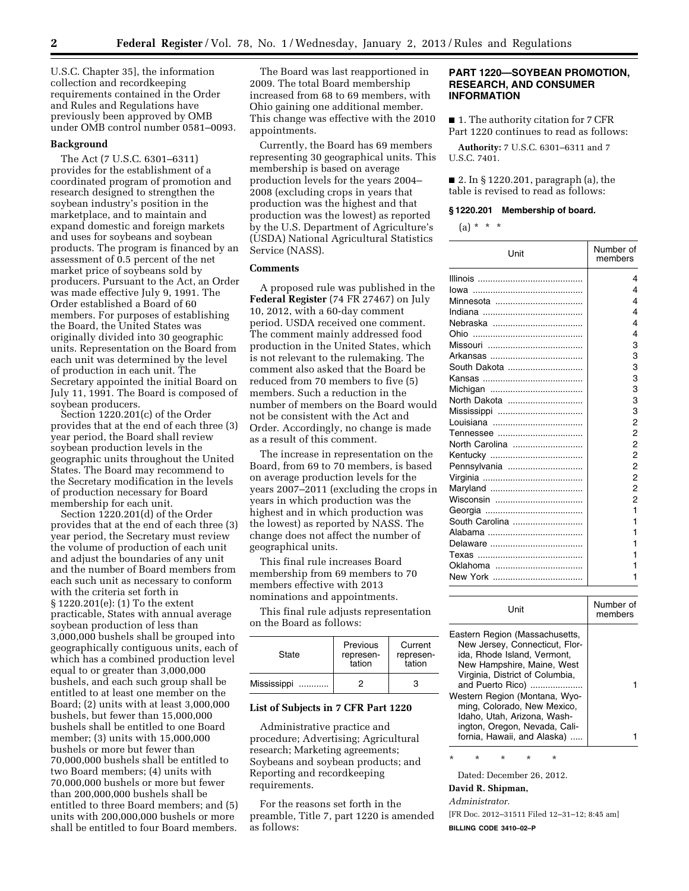U.S.C. Chapter 35], the information collection and recordkeeping requirements contained in the Order and Rules and Regulations have previously been approved by OMB under OMB control number 0581–0093.

**Background**

The Act (7 U.S.C. 6301–6311) provides for the establishment of a coordinated program of promotion and research designed to strengthen the soybean industry's position in the marketplace, and to maintain and expand domestic and foreign markets and uses for soybeans and soybean products. The program is financed by an assessment of 0.5 percent of the net market price of soybeans sold by producers. Pursuant to the Act, an Order was made effective July 9, 1991. The Order established a Board of 60 members. For purposes of establishing the Board, the United States was originally divided into 30 geographic units. Representation on the Board from each unit was determined by the level of production in each unit. The Secretary appointed the initial Board on July 11, 1991. The Board is composed of soybean producers.

Section 1220.201(c) of the Order provides that at the end of each three (3) year period, the Board shall review soybean production levels in the geographic units throughout the United States. The Board may recommend to the Secretary modification in the levels of production necessary for Board membership for each unit.

Section 1220.201(d) of the Order provides that at the end of each three (3) year period, the Secretary must review the volume of production of each unit and adjust the boundaries of any unit and the number of Board members from each such unit as necessary to conform with the criteria set forth in § 1220.201(e): (1) To the extent practicable, States with annual average soybean production of less than 3,000,000 bushels shall be grouped into geographically contiguous units, each of which has a combined production level equal to or greater than 3,000,000 bushels, and each such group shall be entitled to at least one member on the Board; (2) units with at least 3,000,000 bushels, but fewer than 15,000,000 bushels shall be entitled to one Board member; (3) units with 15,000,000 bushels or more but fewer than 70,000,000 bushels shall be entitled to two Board members; (4) units with 70,000,000 bushels or more but fewer than 200,000,000 bushels shall be entitled to three Board members; and (5) units with 200,000,000 bushels or more shall be entitled to four Board members.

The Board was last reapportioned in 2009. The total Board membership increased from 68 to 69 members, with Ohio gaining one additional member. This change was effective with the 2010 appointments.

Currently, the Board has 69 members representing 30 geographical units. This membership is based on average production levels for the years 2004–2008 (excluding crops in years that production was the highest and that production was the lowest) as reported by the U.S. Department of Agriculture's (USDA) National Agricultural Statistics Service (NASS).

**Comments**

A proposed rule was published in the **Federal Register** (74 FR 27467) on July 10, 2012, with a 60-day comment period. USDA received one comment. The comment mainly addressed food production in the United States, which is not relevant to the rulemaking. The comment also asked that the Board be reduced from 70 members to five (5) members. Such a reduction in the number of members on the Board would not be consistent with the Act and Order. Accordingly, no change is made as a result of this comment.

The increase in representation on the Board, from 69 to 70 members, is based on average production levels for the years 2007–2011 (excluding the crops in years in which production was the highest and in which production was the lowest) as reported by NASS. The change does not affect the number of geographical units.

This final rule increases Board membership from 69 members to 70 members effective with 2013 nominations and appointments.

This final rule adjusts representation on the Board as follows:

| State | Previous representation | Current representation |
|---|---|---|
| Mississippi | 2 | 3 |

**List of Subjects in 7 CFR Part 1220**

Administrative practice and procedure; Advertising; Agricultural research; Marketing agreements; Soybeans and soybean products; and Reporting and recordkeeping requirements.

For the reasons set forth in the preamble, Title 7, part 1220 is amended as follows:

## PART 1220—SOYBEAN PROMOTION, RESEARCH, AND CONSUMER INFORMATION

■ 1. The authority citation for 7 CFR Part 1220 continues to read as follows:

**Authority:** 7 U.S.C. 6301–6311 and 7 U.S.C. 7401.

■ 2. In § 1220.201, paragraph (a), the table is revised to read as follows:

### § 1220.201 Membership of board.

(a) * * *

| Unit | Number of members |
|---|---|
| Illinois | 4 |
| Iowa | 4 |
| Minnesota | 4 |
| Indiana | 4 |
| Nebraska | 4 |
| Ohio | 4 |
| Missouri | 3 |
| Arkansas | 3 |
| South Dakota | 3 |
| Kansas | 3 |
| Michigan | 3 |
| North Dakota | 3 |
| Mississippi | 3 |
| Louisiana | 2 |
| Tennessee | 2 |
| North Carolina | 2 |
| Kentucky | 2 |
| Pennsylvania | 2 |
| Virginia | 2 |
| Maryland | 2 |
| Wisconsin | 2 |
| Georgia | 1 |
| South Carolina | 1 |
| Alabama | 1 |
| Delaware | 1 |
| Texas | 1 |
| Oklahoma | 1 |
| New York | 1 |
| Eastern Region (Massachusetts, New Jersey, Connecticut, Florida, Rhode Island, Vermont, New Hampshire, Maine, West Virginia, District of Columbia, and Puerto Rico) | 1 |
| Western Region (Montana, Wyoming, Colorado, New Mexico, Idaho, Utah, Arizona, Washington, Oregon, Nevada, California, Hawaii, and Alaska) | 1 |

\* \* \* \* \*

Dated: December 26, 2012.

**David R. Shipman,**

*Administrator.*

[FR Doc. 2012–31511 Filed 12–31–12; 8:45 am]

**BILLING CODE 3410–02–P**